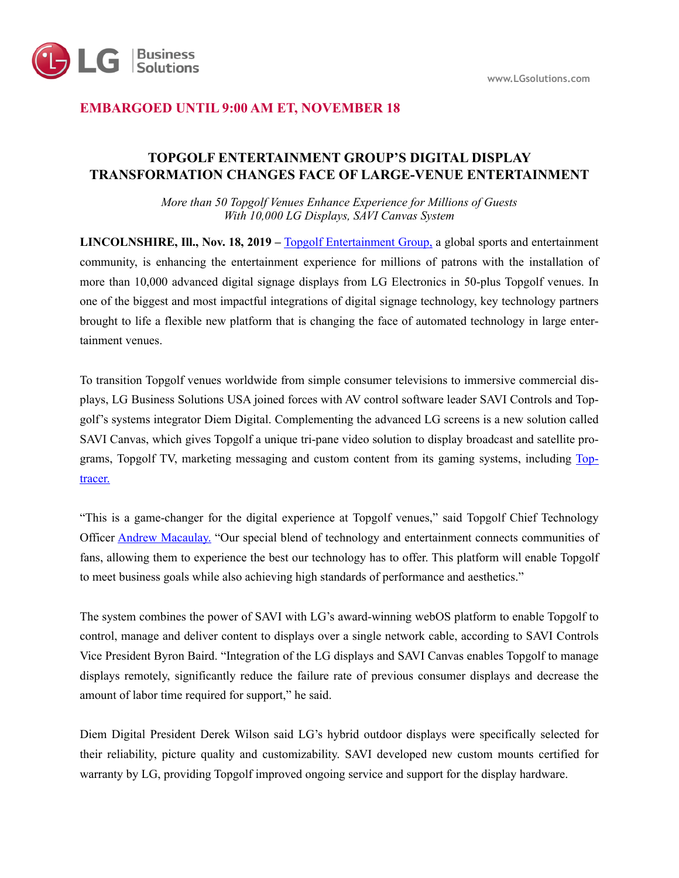**EMBARGOED UNTIL 9:00 AM ET, NOVEMBER 18**

# TOPGOLF ENTERTAINMENT GROUP'S DIGITAL DISPLAY TRANSFORMATION CHANGES FACE OF LARGE-VENUE ENTERTAINMENT

*More than 50 Topgolf Venues Enhance Experience for Millions of Guests With 10,000 LG Displays, SAVI Canvas System*

**LINCOLNSHIRE, Ill., Nov. 18, 2019 –** Topgolf Entertainment Group, a global sports and entertainment community, is enhancing the entertainment experience for millions of patrons with the installation of more than 10,000 advanced digital signage displays from LG Electronics in 50-plus Topgolf venues. In one of the biggest and most impactful integrations of digital signage technology, key technology partners brought to life a flexible new platform that is changing the face of automated technology in large entertainment venues.

To transition Topgolf venues worldwide from simple consumer televisions to immersive commercial displays, LG Business Solutions USA joined forces with AV control software leader SAVI Controls and Topgolf's systems integrator Diem Digital. Complementing the advanced LG screens is a new solution called SAVI Canvas, which gives Topgolf a unique tri-pane video solution to display broadcast and satellite programs, Topgolf TV, marketing messaging and custom content from its gaming systems, including Toptracer.

"This is a game-changer for the digital experience at Topgolf venues," said Topgolf Chief Technology Officer Andrew Macaulay. "Our special blend of technology and entertainment connects communities of fans, allowing them to experience the best our technology has to offer. This platform will enable Topgolf to meet business goals while also achieving high standards of performance and aesthetics."

The system combines the power of SAVI with LG's award-winning webOS platform to enable Topgolf to control, manage and deliver content to displays over a single network cable, according to SAVI Controls Vice President Byron Baird. "Integration of the LG displays and SAVI Canvas enables Topgolf to manage displays remotely, significantly reduce the failure rate of previous consumer displays and decrease the amount of labor time required for support," he said.

Diem Digital President Derek Wilson said LG's hybrid outdoor displays were specifically selected for their reliability, picture quality and customizability. SAVI developed new custom mounts certified for warranty by LG, providing Topgolf improved ongoing service and support for the display hardware.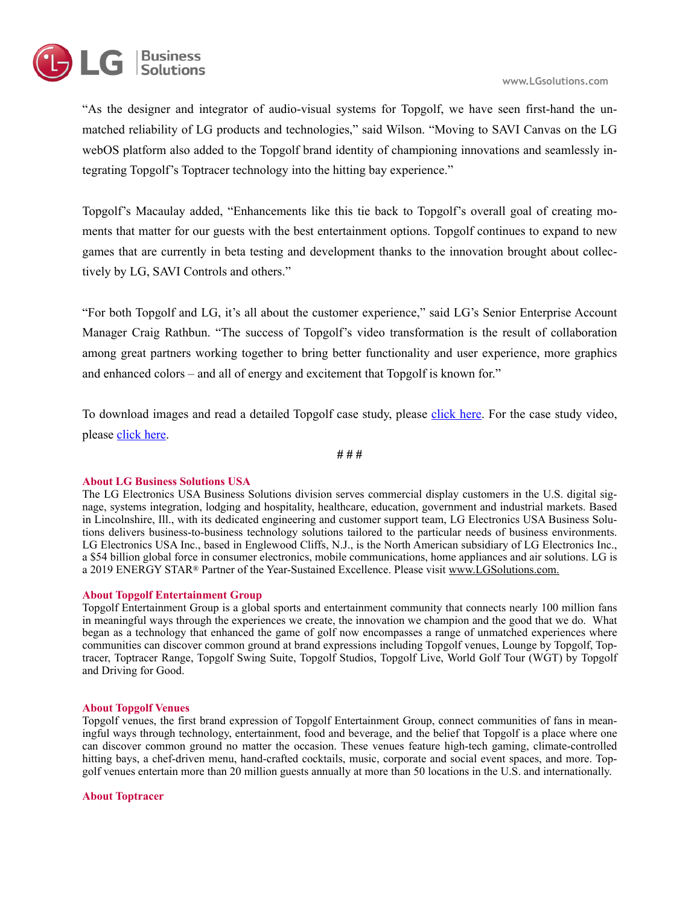"As the designer and integrator of audio-visual systems for Topgolf, we have seen first-hand the unmatched reliability of LG products and technologies," said Wilson. "Moving to SAVI Canvas on the LG webOS platform also added to the Topgolf brand identity of championing innovations and seamlessly integrating Topgolf's Toptracer technology into the hitting bay experience."

Topgolf's Macaulay added, "Enhancements like this tie back to Topgolf's overall goal of creating moments that matter for our guests with the best entertainment options. Topgolf continues to expand to new games that are currently in beta testing and development thanks to the innovation brought about collectively by LG, SAVI Controls and others."

"For both Topgolf and LG, it's all about the customer experience," said LG's Senior Enterprise Account Manager Craig Rathbun. "The success of Topgolf's video transformation is the result of collaboration among great partners working together to bring better functionality and user experience, more graphics and enhanced colors – and all of energy and excitement that Topgolf is known for."

To download images and read a detailed Topgolf case study, please click here. For the case study video, please click here.

# # #

**About LG Business Solutions USA**

The LG Electronics USA Business Solutions division serves commercial display customers in the U.S. digital signage, systems integration, lodging and hospitality, healthcare, education, government and industrial markets. Based in Lincolnshire, Ill., with its dedicated engineering and customer support team, LG Electronics USA Business Solutions delivers business-to-business technology solutions tailored to the particular needs of business environments. LG Electronics USA Inc., based in Englewood Cliffs, N.J., is the North American subsidiary of LG Electronics Inc., a $54 billion global force in consumer electronics, mobile communications, home appliances and air solutions. LG is a 2019 ENERGY STAR® Partner of the Year-Sustained Excellence. Please visit www.LGSolutions.com.

**About Topgolf Entertainment Group**

Topgolf Entertainment Group is a global sports and entertainment community that connects nearly 100 million fans in meaningful ways through the experiences we create, the innovation we champion and the good that we do. What began as a technology that enhanced the game of golf now encompasses a range of unmatched experiences where communities can discover common ground at brand expressions including Topgolf venues, Lounge by Topgolf, Toptracer, Toptracer Range, Topgolf Swing Suite, Topgolf Studios, Topgolf Live, World Golf Tour (WGT) by Topgolf and Driving for Good.

**About Topgolf Venues**

Topgolf venues, the first brand expression of Topgolf Entertainment Group, connect communities of fans in meaningful ways through technology, entertainment, food and beverage, and the belief that Topgolf is a place where one can discover common ground no matter the occasion. These venues feature high-tech gaming, climate-controlled hitting bays, a chef-driven menu, hand-crafted cocktails, music, corporate and social event spaces, and more. Topgolf venues entertain more than 20 million guests annually at more than 50 locations in the U.S. and internationally.

**About Toptracer**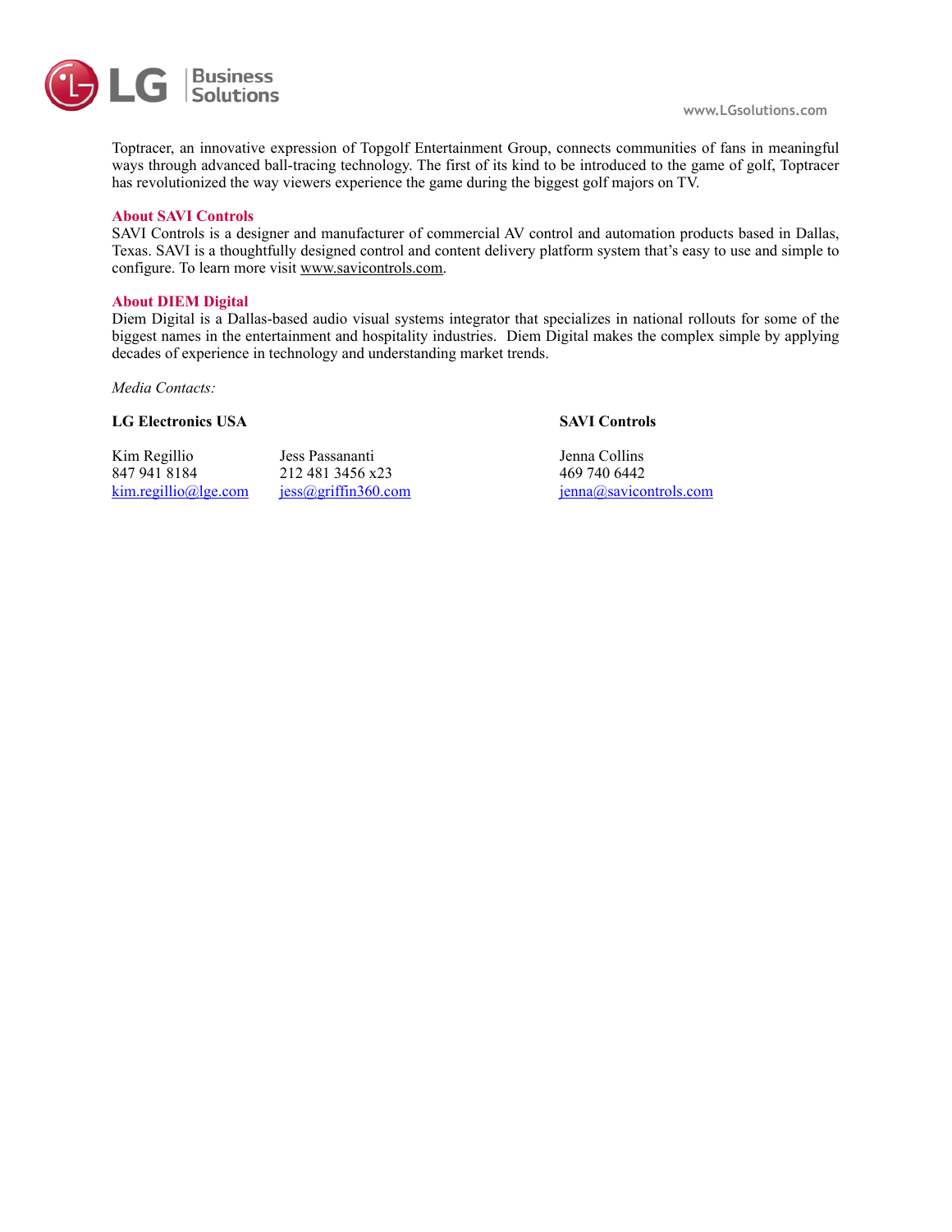Toptracer, an innovative expression of Topgolf Entertainment Group, connects communities of fans in meaningful ways through advanced ball-tracing technology. The first of its kind to be introduced to the game of golf, Toptracer has revolutionized the way viewers experience the game during the biggest golf majors on TV.

### About SAVI Controls

SAVI Controls is a designer and manufacturer of commercial AV control and automation products based in Dallas, Texas. SAVI is a thoughtfully designed control and content delivery platform system that's easy to use and simple to configure. To learn more visit www.savicontrols.com.

### About DIEM Digital

Diem Digital is a Dallas-based audio visual systems integrator that specializes in national rollouts for some of the biggest names in the entertainment and hospitality industries. Diem Digital makes the complex simple by applying decades of experience in technology and understanding market trends.

*Media Contacts:*

**LG Electronics USA**

Kim Regillio
847 941 8184
kim.regillio@lge.com

Jess Passananti
212 481 3456 x23
jess@griffin360.com

**SAVI Controls**

Jenna Collins
469 740 6442
jenna@savicontrols.com